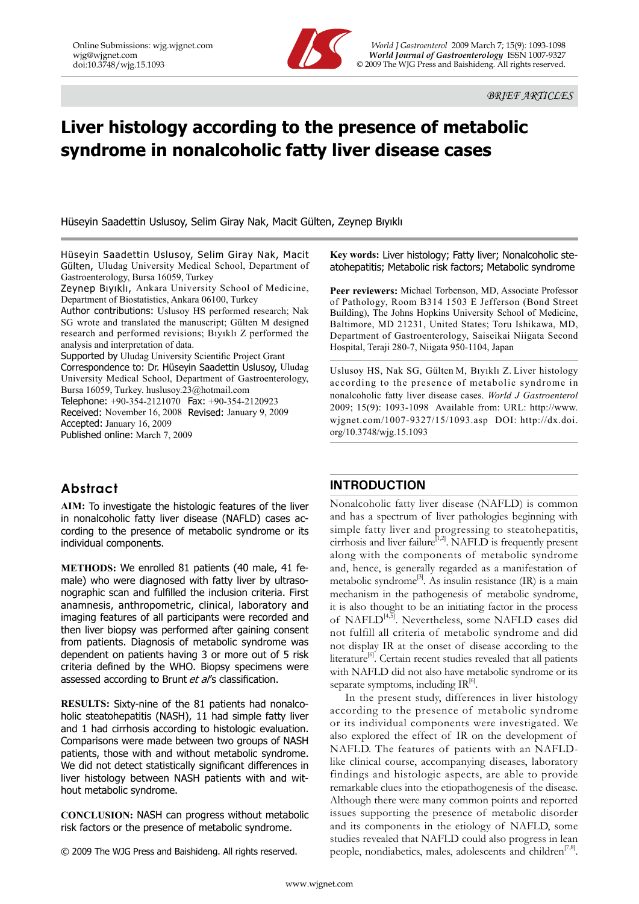BRIEF ARTICLES

# Liver histology according to the presence of metabolic syndrome in nonalcoholic fatty liver disease cases

Hüseyin Saadettin Uslusoy, Selim Giray Nak, Macit Gülten, Zeynep Bıyıklı

Hüseyin Saadettin Uslusoy, Selim Giray Nak, Macit Gülten, Uludag University Medical School, Department of Gastroenterology, Bursa 16059, Turkey

Zeynep Bıyıklı, Ankara University School of Medicine, Department of Biostatistics, Ankara 06100, Turkey

Author contributions: Uslusoy HS performed research; Nak SG wrote and translated the manuscript; Gülten M designed research and performed revisions; Bıyıklı Z performed the analysis and interpretation of data.

Supported by Uludag University Scientific Project Grant

Correspondence to: Dr. Hüseyin Saadettin Uslusoy, Uludag University Medical School, Department of Gastroenterology, Bursa 16059, Turkey. huslusoy.23@hotmail.com

Telephone: +90-354-2121070 Fax: +90-354-2120923

Received: November 16, 2008 Revised: January 9, 2009

Accepted: January 16, 2009

Published online: March 7, 2009

## Abstract

**AIM:** To investigate the histologic features of the liver in nonalcoholic fatty liver disease (NAFLD) cases according to the presence of metabolic syndrome or its individual components.

**METHODS:** We enrolled 81 patients (40 male, 41 female) who were diagnosed with fatty liver by ultrasonographic scan and fulfilled the inclusion criteria. First anamnesis, anthropometric, clinical, laboratory and imaging features of all participants were recorded and then liver biopsy was performed after gaining consent from patients. Diagnosis of metabolic syndrome was dependent on patients having 3 or more out of 5 risk criteria defined by the WHO. Biopsy specimens were assessed according to Brunt *et al*'s classification.

**RESULTS:** Sixty-nine of the 81 patients had nonalcoholic steatohepatitis (NASH), 11 had simple fatty liver and 1 had cirrhosis according to histologic evaluation. Comparisons were made between two groups of NASH patients, those with and without metabolic syndrome. We did not detect statistically significant differences in liver histology between NASH patients with and without metabolic syndrome.

**CONCLUSION:** NASH can progress without metabolic risk factors or the presence of metabolic syndrome.

© 2009 The WJG Press and Baishideng. All rights reserved.

**Key words:** Liver histology; Fatty liver; Nonalcoholic steatohepatitis; Metabolic risk factors; Metabolic syndrome

**Peer reviewers:** Michael Torbenson, MD, Associate Professor of Pathology, Room B314 1503 E Jefferson (Bond Street Building), The Johns Hopkins University School of Medicine, Baltimore, MD 21231, United States; Toru Ishikawa, MD, Department of Gastroenterology, Saiseikai Niigata Second Hospital, Teraji 280-7, Niigata 950-1104, Japan

Uslusoy HS, Nak SG, Gülten M, Bıyıklı Z. Liver histology according to the presence of metabolic syndrome in nonalcoholic fatty liver disease cases. *World J Gastroenterol* 2009; 15(9): 1093-1098 Available from: URL: http://www.wjgnet.com/1007-9327/15/1093.asp DOI: http://dx.doi.org/10.3748/wjg.15.1093

## INTRODUCTION

Nonalcoholic fatty liver disease (NAFLD) is common and has a spectrum of liver pathologies beginning with simple fatty liver and progressing to steatohepatitis, cirrhosis and liver failure[1,2]. NAFLD is frequently present along with the components of metabolic syndrome and, hence, is generally regarded as a manifestation of metabolic syndrome[3]. As insulin resistance (IR) is a main mechanism in the pathogenesis of metabolic syndrome, it is also thought to be an initiating factor in the process of NAFLD[4,5]. Nevertheless, some NAFLD cases did not fulfill all criteria of metabolic syndrome and did not display IR at the onset of disease according to the literature[6]. Certain recent studies revealed that all patients with NAFLD did not also have metabolic syndrome or its separate symptoms, including IR[6].

In the present study, differences in liver histology according to the presence of metabolic syndrome or its individual components were investigated. We also explored the effect of IR on the development of NAFLD. The features of patients with an NAFLD-like clinical course, accompanying diseases, laboratory findings and histologic aspects, are able to provide remarkable clues into the etiopathogenesis of the disease. Although there were many common points and reported issues supporting the presence of metabolic disorder and its components in the etiology of NAFLD, some studies revealed that NAFLD could also progress in lean people, nondiabetics, males, adolescents and children[7,8].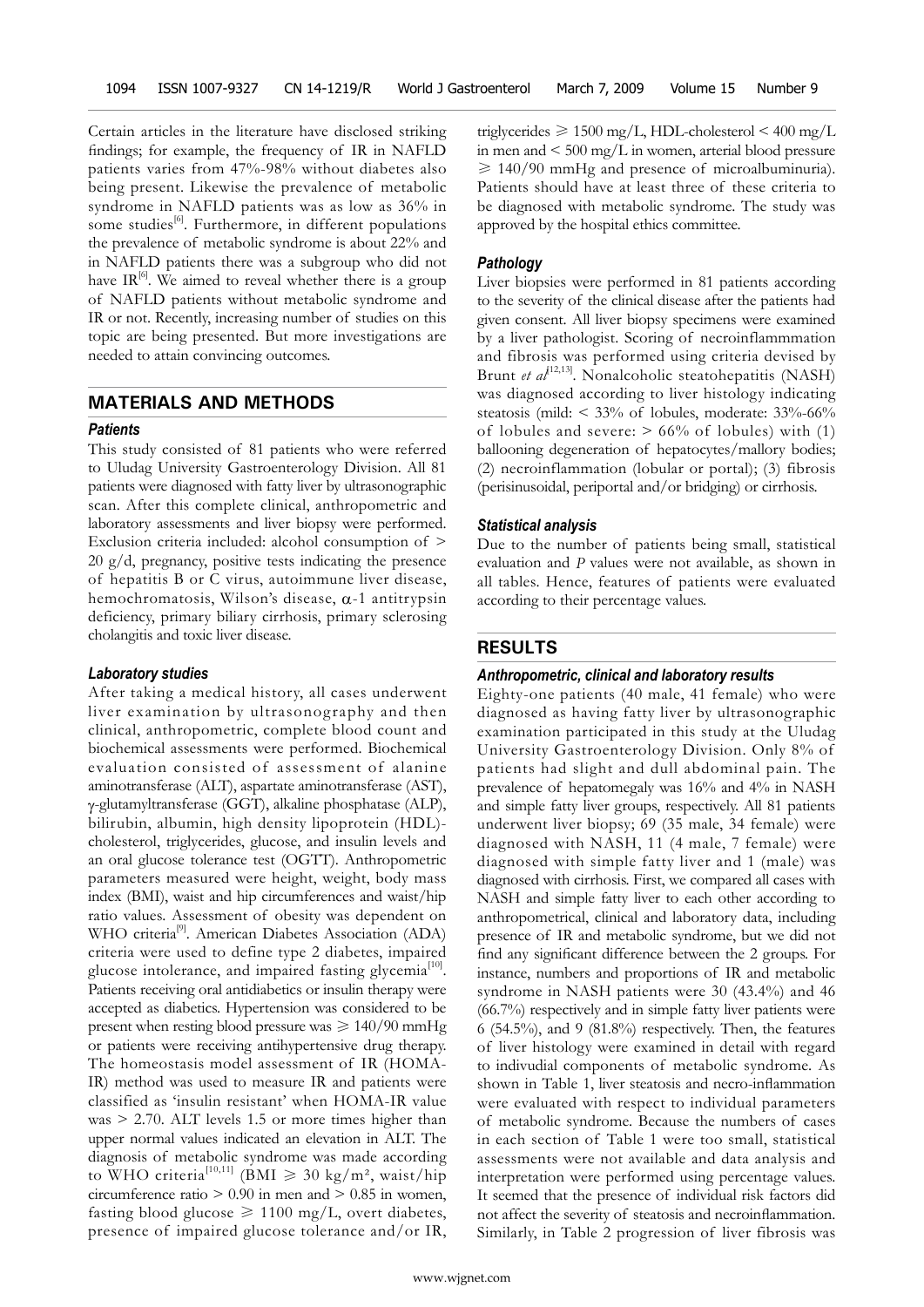Certain articles in the literature have disclosed striking findings; for example, the frequency of IR in NAFLD patients varies from 47%-98% without diabetes also being present. Likewise the prevalence of metabolic syndrome in NAFLD patients was as low as 36% in some studies[6]. Furthermore, in different populations the prevalence of metabolic syndrome is about 22% and in NAFLD patients there was a subgroup who did not have IR[6]. We aimed to reveal whether there is a group of NAFLD patients without metabolic syndrome and IR or not. Recently, increasing number of studies on this topic are being presented. But more investigations are needed to attain convincing outcomes.

## MATERIALS AND METHODS

### Patients

This study consisted of 81 patients who were referred to Uludag University Gastroenterology Division. All 81 patients were diagnosed with fatty liver by ultrasonographic scan. After this complete clinical, anthropometric and laboratory assessments and liver biopsy were performed. Exclusion criteria included: alcohol consumption of > 20 g/d, pregnancy, positive tests indicating the presence of hepatitis B or C virus, autoimmune liver disease, hemochromatosis, Wilson's disease, α-1 antitrypsin deficiency, primary biliary cirrhosis, primary sclerosing cholangitis and toxic liver disease.

### Laboratory studies

After taking a medical history, all cases underwent liver examination by ultrasonography and then clinical, anthropometric, complete blood count and biochemical assessments were performed. Biochemical evaluation consisted of assessment of alanine aminotransferase (ALT), aspartate aminotransferase (AST), γ-glutamyltransferase (GGT), alkaline phosphatase (ALP), bilirubin, albumin, high density lipoprotein (HDL)-cholesterol, triglycerides, glucose, and insulin levels and an oral glucose tolerance test (OGTT). Anthropometric parameters measured were height, weight, body mass index (BMI), waist and hip circumferences and waist/hip ratio values. Assessment of obesity was dependent on WHO criteria[9]. American Diabetes Association (ADA) criteria were used to define type 2 diabetes, impaired glucose intolerance, and impaired fasting glycemia[10]. Patients receiving oral antidiabetics or insulin therapy were accepted as diabetics. Hypertension was considered to be present when resting blood pressure was ≥ 140/90 mmHg or patients were receiving antihypertensive drug therapy. The homeostasis model assessment of IR (HOMA-IR) method was used to measure IR and patients were classified as 'insulin resistant' when HOMA-IR value was > 2.70. ALT levels 1.5 or more times higher than upper normal values indicated an elevation in ALT. The diagnosis of metabolic syndrome was made according to WHO criteria[10,11] (BMI ≥ 30 kg/m², waist/hip circumference ratio > 0.90 in men and > 0.85 in women, fasting blood glucose ≥ 1100 mg/L, overt diabetes, presence of impaired glucose tolerance and/or IR, triglycerides ≥ 1500 mg/L, HDL-cholesterol < 400 mg/L in men and < 500 mg/L in women, arterial blood pressure ≥ 140/90 mmHg and presence of microalbuminuria). Patients should have at least three of these criteria to be diagnosed with metabolic syndrome. The study was approved by the hospital ethics committee.

### Pathology

Liver biopsies were performed in 81 patients according to the severity of the clinical disease after the patients had given consent. All liver biopsy specimens were examined by a liver pathologist. Scoring of necroinflammmation and fibrosis was performed using criteria devised by Brunt *et al*[12,13]. Nonalcoholic steatohepatitis (NASH) was diagnosed according to liver histology indicating steatosis (mild: < 33% of lobules, moderate: 33%-66% of lobules and severe: > 66% of lobules) with (1) ballooning degeneration of hepatocytes/mallory bodies; (2) necroinflammation (lobular or portal); (3) fibrosis (perisinusoidal, periportal and/or bridging) or cirrhosis.

### Statistical analysis

Due to the number of patients being small, statistical evaluation and *P* values were not available, as shown in all tables. Hence, features of patients were evaluated according to their percentage values.

## RESULTS

### Anthropometric, clinical and laboratory results

Eighty-one patients (40 male, 41 female) who were diagnosed as having fatty liver by ultrasonographic examination participated in this study at the Uludag University Gastroenterology Division. Only 8% of patients had slight and dull abdominal pain. The prevalence of hepatomegaly was 16% and 4% in NASH and simple fatty liver groups, respectively. All 81 patients underwent liver biopsy; 69 (35 male, 34 female) were diagnosed with NASH, 11 (4 male, 7 female) were diagnosed with simple fatty liver and 1 (male) was diagnosed with cirrhosis. First, we compared all cases with NASH and simple fatty liver to each other according to anthropometrical, clinical and laboratory data, including presence of IR and metabolic syndrome, but we did not find any significant difference between the 2 groups. For instance, numbers and proportions of IR and metabolic syndrome in NASH patients were 30 (43.4%) and 46 (66.7%) respectively and in simple fatty liver patients were 6 (54.5%), and 9 (81.8%) respectively. Then, the features of liver histology were examined in detail with regard to indivudial components of metabolic syndrome. As shown in Table 1, liver steatosis and necro-inflammation were evaluated with respect to individual parameters of metabolic syndrome. Because the numbers of cases in each section of Table 1 were too small, statistical assessments were not available and data analysis and interpretation were performed using percentage values. It seemed that the presence of individual risk factors did not affect the severity of steatosis and necroinflammation. Similarly, in Table 2 progression of liver fibrosis was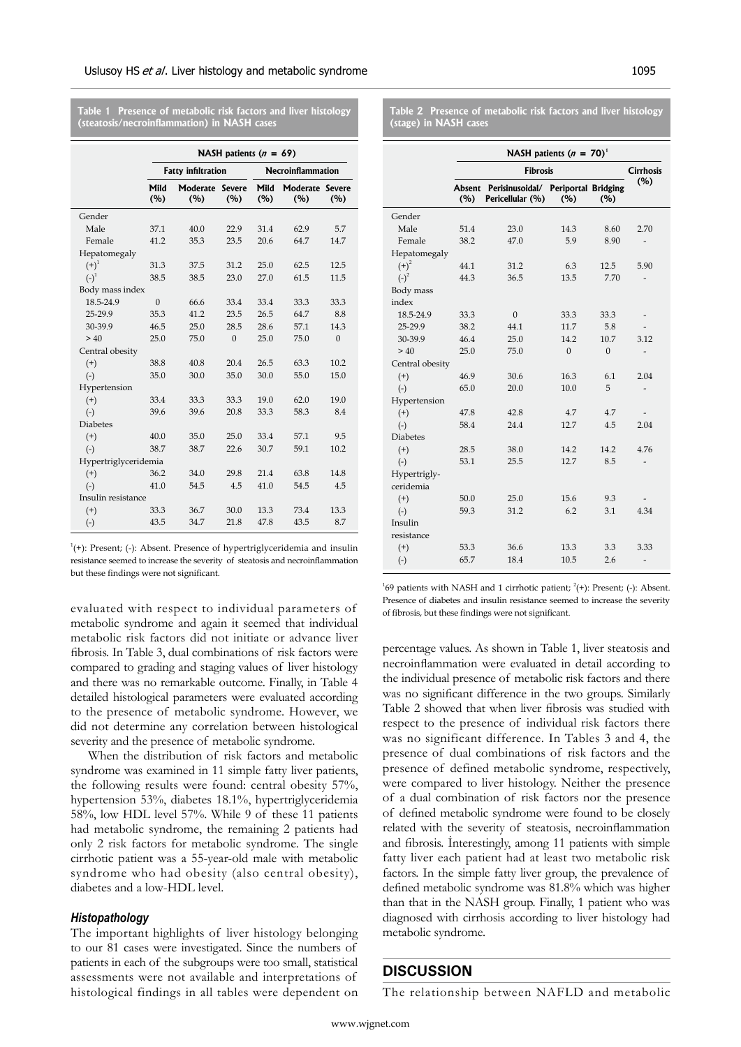**Table 1 Presence of metabolic risk factors and liver histology (steatosis/necroinflammation) in NASH cases**

| | NASH patients ($n$ = 69) | | | | | |
|---|---|---|---|---|---|---|
| | Fatty infiltration | | | Necroinflammation | | |
| | Mild (%) | Moderate (%) | Severe (%) | Mild (%) | Moderate (%) | Severe (%) |
| Gender | | | | | | |
| Male | 37.1 | 40.0 | 22.9 | 31.4 | 62.9 | 5.7 |
| Female | 41.2 | 35.3 | 23.5 | 20.6 | 64.7 | 14.7 |
| Hepatomegaly | | | | | | |
| (+)[1] | 31.3 | 37.5 | 31.2 | 25.0 | 62.5 | 12.5 |
| (-)[1] | 38.5 | 38.5 | 23.0 | 27.0 | 61.5 | 11.5 |
| Body mass index | | | | | | |
| 18.5-24.9 | 0 | 66.6 | 33.4 | 33.4 | 33.3 | 33.3 |
| 25-29.9 | 35.3 | 41.2 | 23.5 | 26.5 | 64.7 | 8.8 |
| 30-39.9 | 46.5 | 25.0 | 28.5 | 28.6 | 57.1 | 14.3 |
| > 40 | 25.0 | 75.0 | 0 | 25.0 | 75.0 | 0 |
| Central obesity | | | | | | |
| (+) | 38.8 | 40.8 | 20.4 | 26.5 | 63.3 | 10.2 |
| (-) | 35.0 | 30.0 | 35.0 | 30.0 | 55.0 | 15.0 |
| Hypertension | | | | | | |
| (+) | 33.4 | 33.3 | 33.3 | 19.0 | 62.0 | 19.0 |
| (-) | 39.6 | 39.6 | 20.8 | 33.3 | 58.3 | 8.4 |
| Diabetes | | | | | | |
| (+) | 40.0 | 35.0 | 25.0 | 33.4 | 57.1 | 9.5 |
| (-) | 38.7 | 38.7 | 22.6 | 30.7 | 59.1 | 10.2 |
| Hypertriglyceridemia | | | | | | |
| (+) | 36.2 | 34.0 | 29.8 | 21.4 | 63.8 | 14.8 |
| (-) | 41.0 | 54.5 | 4.5 | 41.0 | 54.5 | 4.5 |
| Insulin resistance | | | | | | |
| (+) | 33.3 | 36.7 | 30.0 | 13.3 | 73.4 | 13.3 |
| (-) | 43.5 | 34.7 | 21.8 | 47.8 | 43.5 | 8.7 |

[1](+): Present; (-): Absent. Presence of hypertriglyceridemia and insulin resistance seemed to increase the severity of steatosis and necroinflammation but these findings were not significant.

evaluated with respect to individual parameters of metabolic syndrome and again it seemed that individual metabolic risk factors did not initiate or advance liver fibrosis. In Table 3, dual combinations of risk factors were compared to grading and staging values of liver histology and there was no remarkable outcome. Finally, in Table 4 detailed histological parameters were evaluated according to the presence of metabolic syndrome. However, we did not determine any correlation between histological severity and the presence of metabolic syndrome.

When the distribution of risk factors and metabolic syndrome was examined in 11 simple fatty liver patients, the following results were found: central obesity 57%, hypertension 53%, diabetes 18.1%, hypertriglyceridemia 58%, low HDL level 57%. While 9 of these 11 patients had metabolic syndrome, the remaining 2 patients had only 2 risk factors for metabolic syndrome. The single cirrhotic patient was a 55-year-old male with metabolic syndrome who had obesity (also central obesity), diabetes and a low-HDL level.

### *Histopathology*

The important highlights of liver histology belonging to our 81 cases were investigated. Since the numbers of patients in each of the subgroups were too small, statistical assessments were not available and interpretations of histological findings in all tables were dependent on percentage values. As shown in Table 1, liver steatosis and necroinflammation were evaluated in detail according to the individual presence of metabolic risk factors and there was no significant difference in the two groups. Similarly Table 2 showed that when liver fibrosis was studied with respect to the presence of individual risk factors there was no significant difference. In Tables 3 and 4, the presence of dual combinations of risk factors and the presence of defined metabolic syndrome, respectively, were compared to liver histology. Neither the presence of a dual combination of risk factors nor the presence of defined metabolic syndrome were found to be closely related with the severity of steatosis, necroinflammation and fibrosis. İnterestingly, among 11 patients with simple fatty liver each patient had at least two metabolic risk factors. In the simple fatty liver group, the prevalence of defined metabolic syndrome was 81.8% which was higher than that in the NASH group. Finally, 1 patient who was diagnosed with cirrhosis according to liver histology had metabolic syndrome.

**Table 2 Presence of metabolic risk factors and liver histology (stage) in NASH cases**

| | NASH patients ($n$ = 70)[1] | | | | |
|---|---|---|---|---|---|
| | Fibrosis | | | | Cirrhosis (%) |
| | Absent (%) | Perisinusoidal/ Pericellular (%) | Periportal (%) | Bridging (%) | |
| Gender | | | | | |
| Male | 51.4 | 23.0 | 14.3 | 8.60 | 2.70 |
| Female | 38.2 | 47.0 | 5.9 | 8.90 | - |
| Hepatomegaly | | | | | |
| (+)[2] | 44.1 | 31.2 | 6.3 | 12.5 | 5.90 |
| (-)[2] | 44.3 | 36.5 | 13.5 | 7.70 | - |
| Body mass index | | | | | |
| 18.5-24.9 | 33.3 | 0 | 33.3 | 33.3 | - |
| 25-29.9 | 38.2 | 44.1 | 11.7 | 5.8 | - |
| 30-39.9 | 46.4 | 25.0 | 14.2 | 10.7 | 3.12 |
| > 40 | 25.0 | 75.0 | 0 | 0 | - |
| Central obesity | | | | | |
| (+) | 46.9 | 30.6 | 16.3 | 6.1 | 2.04 |
| (-) | 65.0 | 20.0 | 10.0 | 5 | - |
| Hypertension | | | | | |
| (+) | 47.8 | 42.8 | 4.7 | 4.7 | - |
| (-) | 58.4 | 24.4 | 12.7 | 4.5 | 2.04 |
| Diabetes | | | | | |
| (+) | 28.5 | 38.0 | 14.2 | 14.2 | 4.76 |
| (-) | 53.1 | 25.5 | 12.7 | 8.5 | - |
| Hypertrigly-ceridemia | | | | | |
| (+) | 50.0 | 25.0 | 15.6 | 9.3 | - |
| (-) | 59.3 | 31.2 | 6.2 | 3.1 | 4.34 |
| Insulin resistance | | | | | |
| (+) | 53.3 | 36.6 | 13.3 | 3.3 | 3.33 |
| (-) | 65.7 | 18.4 | 10.5 | 2.6 | - |

[1]69 patients with NASH and 1 cirrhotic patient; [2](+): Present; (-): Absent. Presence of diabetes and insulin resistance seemed to increase the severity of fibrosis, but these findings were not significant.

## DISCUSSION

The relationship between NAFLD and metabolic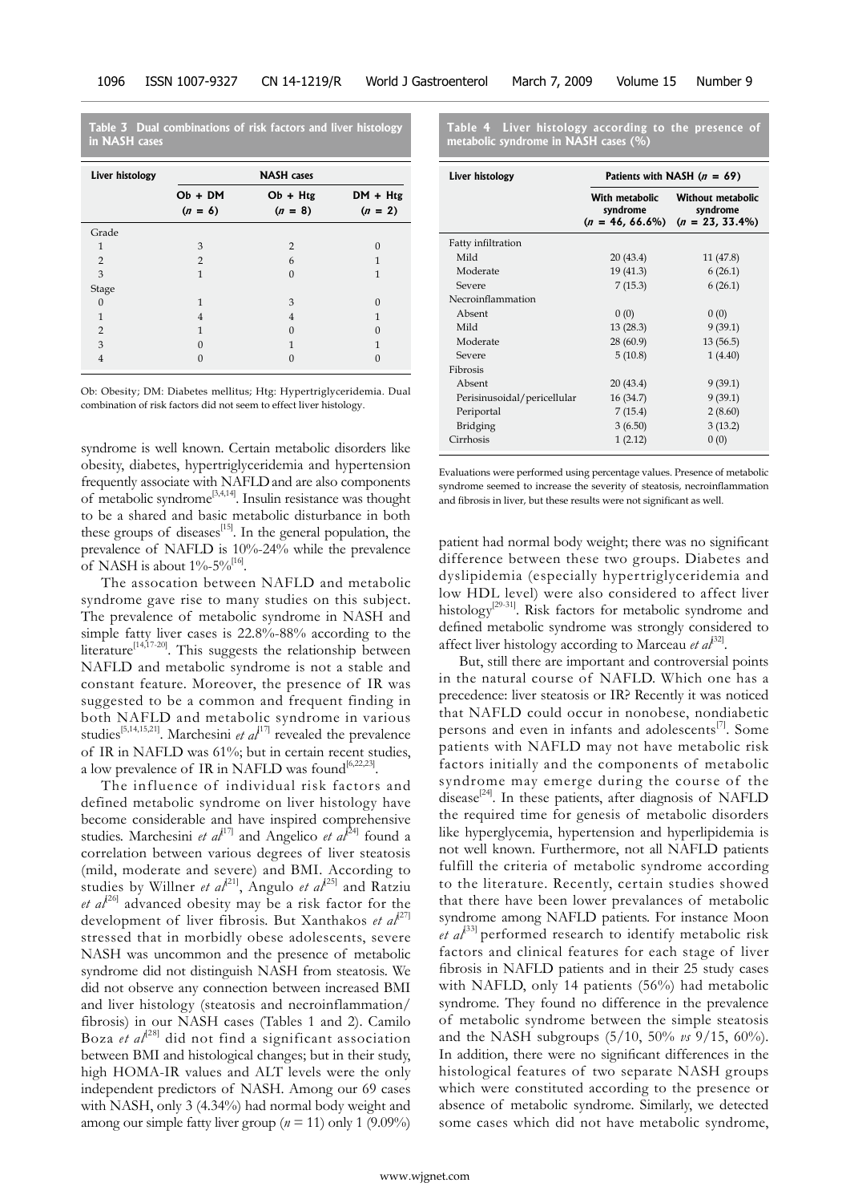**Table 3 Dual combinations of risk factors and liver histology in NASH cases**

| Liver histology | NASH cases | | |
|---|---|---|---|
| | Ob + DM ($n$ = 6) | Ob + Htg ($n$ = 8) | DM + Htg ($n$ = 2) |
| Grade | | | |
| 1 | 3 | 2 | 0 |
| 2 | 2 | 6 | 1 |
| 3 | 1 | 0 | 1 |
| Stage | | | |
| 0 | 1 | 3 | 0 |
| 1 | 4 | 4 | 1 |
| 2 | 1 | 0 | 0 |
| 3 | 0 | 1 | 1 |
| 4 | 0 | 0 | 0 |

Ob: Obesity; DM: Diabetes mellitus; Htg: Hypertriglyceridemia. Dual combination of risk factors did not seem to effect liver histology.

syndrome is well known. Certain metabolic disorders like obesity, diabetes, hypertriglyceridemia and hypertension frequently associate with NAFLD and are also components of metabolic syndrome[3,4,14]. Insulin resistance was thought to be a shared and basic metabolic disturbance in both these groups of diseases[15]. In the general population, the prevalence of NAFLD is 10%-24% while the prevalence of NASH is about 1%-5%[16].

The assocation between NAFLD and metabolic syndrome gave rise to many studies on this subject. The prevalence of metabolic syndrome in NASH and simple fatty liver cases is 22.8%-88% according to the literature[14,17-20]. This suggests the relationship between NAFLD and metabolic syndrome is not a stable and constant feature. Moreover, the presence of IR was suggested to be a common and frequent finding in both NAFLD and metabolic syndrome in various studies[5,14,15,21]. Marchesini *et al*[17] revealed the prevalence of IR in NAFLD was 61%; but in certain recent studies, a low prevalence of IR in NAFLD was found[6,22,23].

The influence of individual risk factors and defined metabolic syndrome on liver histology have become considerable and have inspired comprehensive studies. Marchesini *et al*[17] and Angelico *et al*[24] found a correlation between various degrees of liver steatosis (mild, moderate and severe) and BMI. According to studies by Willner *et al*[21], Angulo *et al*[25] and Ratziu *et al*[26] advanced obesity may be a risk factor for the development of liver fibrosis. But Xanthakos *et al*[27] stressed that in morbidly obese adolescents, severe NASH was uncommon and the presence of metabolic syndrome did not distinguish NASH from steatosis. We did not observe any connection between increased BMI and liver histology (steatosis and necroinflammation/fibrosis) in our NASH cases (Tables 1 and 2). Camilo Boza *et al*[28] did not find a significant association between BMI and histological changes; but in their study, high HOMA-IR values and ALT levels were the only independent predictors of NASH. Among our 69 cases with NASH, only 3 (4.34%) had normal body weight and among our simple fatty liver group ($n$ = 11) only 1 (9.09%) patient had normal body weight; there was no significant difference between these two groups. Diabetes and dyslipidemia (especially hypertriglyceridemia and low HDL level) were also considered to affect liver histology[29-31]. Risk factors for metabolic syndrome and defined metabolic syndrome was strongly considered to affect liver histology according to Marceau *et al*[32].

**Table 4 Liver histology according to the presence of metabolic syndrome in NASH cases (%)**

| Liver histology | Patients with NASH ($n$ = 69) | |
|---|---|---|
| | With metabolic syndrome ($n$ = 46, 66.6%) | Without metabolic syndrome ($n$ = 23, 33.4%) |
| Fatty infiltration | | |
| Mild | 20 (43.4) | 11 (47.8) |
| Moderate | 19 (41.3) | 6 (26.1) |
| Severe | 7 (15.3) | 6 (26.1) |
| Necroinflammation | | |
| Absent | 0 (0) | 0 (0) |
| Mild | 13 (28.3) | 9 (39.1) |
| Moderate | 28 (60.9) | 13 (56.5) |
| Severe | 5 (10.8) | 1 (4.40) |
| Fibrosis | | |
| Absent | 20 (43.4) | 9 (39.1) |
| Perisinusoidal/pericellular | 16 (34.7) | 9 (39.1) |
| Periportal | 7 (15.4) | 2 (8.60) |
| Bridging | 3 (6.50) | 3 (13.2) |
| Cirrhosis | 1 (2.12) | 0 (0) |

Evaluations were performed using percentage values. Presence of metabolic syndrome seemed to increase the severity of steatosis, necroinflammation and fibrosis in liver, but these results were not significant as well.

But, still there are important and controversial points in the natural course of NAFLD. Which one has a precedence: liver steatosis or IR? Recently it was noticed that NAFLD could occur in nonobese, nondiabetic persons and even in infants and adolescents[7]. Some patients with NAFLD may not have metabolic risk factors initially and the components of metabolic syndrome may emerge during the course of the disease[24]. In these patients, after diagnosis of NAFLD the required time for genesis of metabolic disorders like hyperglycemia, hypertension and hyperlipidemia is not well known. Furthermore, not all NAFLD patients fulfill the criteria of metabolic syndrome according to the literature. Recently, certain studies showed that there have been lower prevalances of metabolic syndrome among NAFLD patients. For instance Moon *et al*[33] performed research to identify metabolic risk factors and clinical features for each stage of liver fibrosis in NAFLD patients and in their 25 study cases with NAFLD, only 14 patients (56%) had metabolic syndrome. They found no difference in the prevalence of metabolic syndrome between the simple steatosis and the NASH subgroups (5/10, 50% *vs* 9/15, 60%). In addition, there were no significant differences in the histological features of two separate NASH groups which were constituted according to the presence or absence of metabolic syndrome. Similarly, we detected some cases which did not have metabolic syndrome,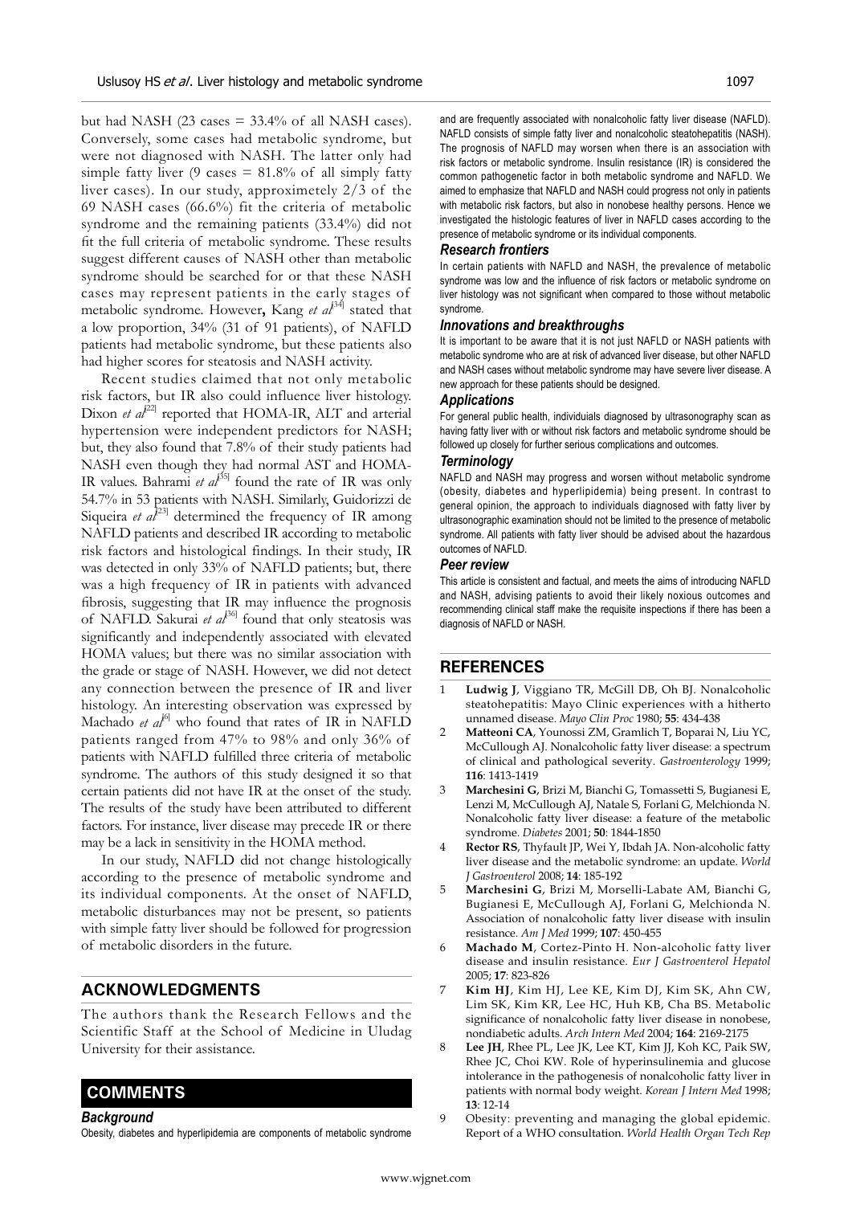but had NASH (23 cases = 33.4% of all NASH cases). Conversely, some cases had metabolic syndrome, but were not diagnosed with NASH. The latter only had simple fatty liver (9 cases = 81.8% of all simply fatty liver cases). In our study, approximetely 2/3 of the 69 NASH cases (66.6%) fit the criteria of metabolic syndrome and the remaining patients (33.4%) did not fit the full criteria of metabolic syndrome. These results suggest different causes of NASH other than metabolic syndrome should be searched for or that these NASH cases may represent patients in the early stages of metabolic syndrome. However, Kang *et al*[34] stated that a low proportion, 34% (31 of 91 patients), of NAFLD patients had metabolic syndrome, but these patients also had higher scores for steatosis and NASH activity.

Recent studies claimed that not only metabolic risk factors, but IR also could influence liver histology. Dixon *et al*[22] reported that HOMA-IR, ALT and arterial hypertension were independent predictors for NASH; but, they also found that 7.8% of their study patients had NASH even though they had normal AST and HOMA-IR values. Bahrami *et al*[35] found the rate of IR was only 54.7% in 53 patients with NASH. Similarly, Guidorizzi de Siqueira *et al*[23] determined the frequency of IR among NAFLD patients and described IR according to metabolic risk factors and histological findings. In their study, IR was detected in only 33% of NAFLD patients; but, there was a high frequency of IR in patients with advanced fibrosis, suggesting that IR may influence the prognosis of NAFLD. Sakurai *et al*[36] found that only steatosis was significantly and independently associated with elevated HOMA values; but there was no similar association with the grade or stage of NASH. However, we did not detect any connection between the presence of IR and liver histology. An interesting observation was expressed by Machado *et al*[6] who found that rates of IR in NAFLD patients ranged from 47% to 98% and only 36% of patients with NAFLD fulfilled three criteria of metabolic syndrome. The authors of this study designed it so that certain patients did not have IR at the onset of the study. The results of the study have been attributed to different factors. For instance, liver disease may precede IR or there may be a lack in sensitivity in the HOMA method.

In our study, NAFLD did not change histologically according to the presence of metabolic syndrome and its individual components. At the onset of NAFLD, metabolic disturbances may not be present, so patients with simple fatty liver should be followed for progression of metabolic disorders in the future.

## ACKNOWLEDGMENTS

The authors thank the Research Fellows and the Scientific Staff at the School of Medicine in Uludag University for their assistance.

## COMMENTS

### Background

Obesity, diabetes and hyperlipidemia are components of metabolic syndrome and are frequently associated with nonalcoholic fatty liver disease (NAFLD). NAFLD consists of simple fatty liver and nonalcoholic steatohepatitis (NASH). The prognosis of NAFLD may worsen when there is an association with risk factors or metabolic syndrome. Insulin resistance (IR) is considered the common pathogenetic factor in both metabolic syndrome and NAFLD. We aimed to emphasize that NAFLD and NASH could progress not only in patients with metabolic risk factors, but also in nonobese healthy persons. Hence we investigated the histologic features of liver in NAFLD cases according to the presence of metabolic syndrome or its individual components.

### Research frontiers

In certain patients with NAFLD and NASH, the prevalence of metabolic syndrome was low and the influence of risk factors or metabolic syndrome on liver histology was not significant when compared to those without metabolic syndrome.

### Innovations and breakthroughs

It is important to be aware that it is not just NAFLD or NASH patients with metabolic syndrome who are at risk of advanced liver disease, but other NAFLD and NASH cases without metabolic syndrome may have severe liver disease. A new approach for these patients should be designed.

### Applications

For general public health, indivduals diagnosed by ultrasonography scan as having fatty liver with or without risk factors and metabolic syndrome should be followed up closely for further serious complications and outcomes.

### Terminology

NAFLD and NASH may progress and worsen without metabolic syndrome (obesity, diabetes and hyperlipidemia) being present. In contrast to general opinion, the approach to individuals diagnosed with fatty liver by ultrasonographic examination should not be limited to the presence of metabolic syndrome. All patients with fatty liver should be advised about the hazardous outcomes of NAFLD.

### Peer review

This article is consistent and factual, and meets the aims of introducing NAFLD and NASH, advising patients to avoid their likely noxious outcomes and recommending clinical staff make the requisite inspections if there has been a diagnosis of NAFLD or NASH.

## REFERENCES

1. **Ludwig J**, Viggiano TR, McGill DB, Oh BJ. Nonalcoholic steatohepatitis: Mayo Clinic experiences with a hitherto unnamed disease. *Mayo Clin Proc* 1980; **55**: 434-438
2. **Matteoni CA**, Younossi ZM, Gramlich T, Boparai N, Liu YC, McCullough AJ. Nonalcoholic fatty liver disease: a spectrum of clinical and pathological severity. *Gastroenterology* 1999; **116**: 1413-1419
3. **Marchesini G**, Brizi M, Bianchi G, Tomassetti S, Bugianesi E, Lenzi M, McCullough AJ, Natale S, Forlani G, Melchionda N. Nonalcoholic fatty liver disease: a feature of the metabolic syndrome. *Diabetes* 2001; **50**: 1844-1850
4. **Rector RS**, Thyfault JP, Wei Y, Ibdah JA. Non-alcoholic fatty liver disease and the metabolic syndrome: an update. *World J Gastroenterol* 2008; **14**: 185-192
5. **Marchesini G**, Brizi M, Morselli-Labate AM, Bianchi G, Bugianesi E, McCullough AJ, Forlani G, Melchionda N. Association of nonalcoholic fatty liver disease with insulin resistance. *Am J Med* 1999; **107**: 450-455
6. **Machado M**, Cortez-Pinto H. Non-alcoholic fatty liver disease and insulin resistance. *Eur J Gastroenterol Hepatol* 2005; **17**: 823-826
7. **Kim HJ**, Kim HJ, Lee KE, Kim DJ, Kim SK, Ahn CW, Lim SK, Kim KR, Lee HC, Huh KB, Cha BS. Metabolic significance of nonalcoholic fatty liver disease in nonobese, nondiabetic adults. *Arch Intern Med* 2004; **164**: 2169-2175
8. **Lee JH**, Rhee PL, Lee JK, Lee KT, Kim JJ, Koh KC, Paik SW, Rhee JC, Choi KW. Role of hyperinsulinemia and glucose intolerance in the pathogenesis of nonalcoholic fatty liver in patients with normal body weight. *Korean J Intern Med* 1998; **13**: 12-14
9. Obesity: preventing and managing the global epidemic. Report of a WHO consultation. *World Health Organ Tech Rep*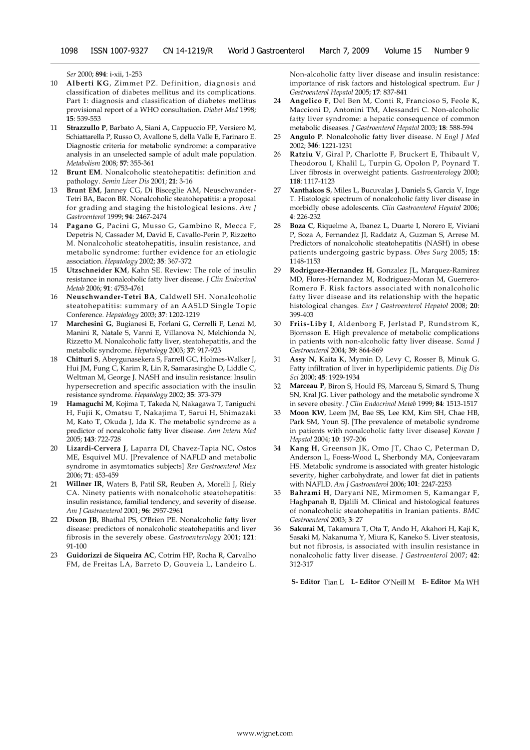*Ser* 2000; **894**: i-xii, 1-253

10 **Alberti KG**, Zimmet PZ. Definition, diagnosis and classification of diabetes mellitus and its complications. Part 1: diagnosis and classification of diabetes mellitus provisional report of a WHO consultation. *Diabet Med* 1998; **15**: 539-553

11 **Strazzullo P**, Barbato A, Siani A, Cappuccio FP, Versiero M, Schiattarella P, Russo O, Avallone S, della Valle E, Farinaro E. Diagnostic criteria for metabolic syndrome: a comparative analysis in an unselected sample of adult male population. *Metabolism* 2008; **57**: 355-361

12 **Brunt EM**. Nonalcoholic steatohepatitis: definition and pathology. *Semin Liver Dis* 2001; **21**: 3-16

13 **Brunt EM**, Janney CG, Di Bisceglie AM, Neuschwander-Tetri BA, Bacon BR. Nonalcoholic steatohepatitis: a proposal for grading and staging the histological lesions. *Am J Gastroenterol* 1999; **94**: 2467-2474

14 **Pagano G**, Pacini G, Musso G, Gambino R, Mecca F, Depetris N, Cassader M, David E, Cavallo-Perin P, Rizzetto M. Nonalcoholic steatohepatitis, insulin resistance, and metabolic syndrome: further evidence for an etiologic association. *Hepatology* 2002; **35**: 367-372

15 **Utzschneider KM**, Kahn SE. Review: The role of insulin resistance in nonalcoholic fatty liver disease. *J Clin Endocrinol Metab* 2006; **91**: 4753-4761

16 **Neuschwander-Tetri BA**, Caldwell SH. Nonalcoholic steatohepatitis: summary of an AASLD Single Topic Conference. *Hepatology* 2003; **37**: 1202-1219

17 **Marchesini G**, Bugianesi E, Forlani G, Cerrelli F, Lenzi M, Manini R, Natale S, Vanni E, Villanova N, Melchionda N, Rizzetto M. Nonalcoholic fatty liver, steatohepatitis, and the metabolic syndrome. *Hepatology* 2003; **37**: 917-923

18 **Chitturi S**, Abeygunasekera S, Farrell GC, Holmes-Walker J, Hui JM, Fung C, Karim R, Lin R, Samarasinghe D, Liddle C, Weltman M, George J. NASH and insulin resistance: Insulin hypersecretion and specific association with the insulin resistance syndrome. *Hepatology* 2002; **35**: 373-379

19 **Hamaguchi M**, Kojima T, Takeda N, Nakagawa T, Taniguchi H, Fujii K, Omatsu T, Nakajima T, Sarui H, Shimazaki M, Kato T, Okuda J, Ida K. The metabolic syndrome as a predictor of nonalcoholic fatty liver disease. *Ann Intern Med* 2005; **143**: 722-728

20 **Lizardi-Cervera J**, Laparra DI, Chavez-Tapia NC, Ostos ME, Esquivel MU. [Prevalence of NAFLD and metabolic syndrome in asymtomatics subjects] *Rev Gastroenterol Mex* 2006; **71**: 453-459

21 **Willner IR**, Waters B, Patil SR, Reuben A, Morelli J, Riely CA. Ninety patients with nonalcoholic steatohepatitis: insulin resistance, familial tendency, and severity of disease. *Am J Gastroenterol* 2001; **96**: 2957-2961

22 **Dixon JB**, Bhathal PS, O'Brien PE. Nonalcoholic fatty liver disease: predictors of nonalcoholic steatohepatitis and liver fibrosis in the severely obese. *Gastroenterology* 2001; **121**: 91-100

23 **Guidorizzi de Siqueira AC**, Cotrim HP, Rocha R, Carvalho FM, de Freitas LA, Barreto D, Gouveia L, Landeiro L. Non-alcoholic fatty liver disease and insulin resistance: importance of risk factors and histological spectrum. *Eur J Gastroenterol Hepatol* 2005; **17**: 837-841

24 **Angelico F**, Del Ben M, Conti R, Francioso S, Feole K, Maccioni D, Antonini TM, Alessandri C. Non-alcoholic fatty liver syndrome: a hepatic consequence of common metabolic diseases. *J Gastroenterol Hepatol* 2003; **18**: 588-594

25 **Angulo P**. Nonalcoholic fatty liver disease. *N Engl J Med* 2002; **346**: 1221-1231

26 **Ratziu V**, Giral P, Charlotte F, Bruckert E, Thibault V, Theodorou I, Khalil L, Turpin G, Opolon P, Poynard T. Liver fibrosis in overweight patients. *Gastroenterology* 2000; **118**: 1117-1123

27 **Xanthakos S**, Miles L, Bucuvalas J, Daniels S, Garcia V, Inge T. Histologic spectrum of nonalcoholic fatty liver disease in morbidly obese adolescents. *Clin Gastroenterol Hepatol* 2006; **4**: 226-232

28 **Boza C**, Riquelme A, Ibanez L, Duarte I, Norero E, Viviani P, Soza A, Fernandez JI, Raddatz A, Guzman S, Arrese M. Predictors of nonalcoholic steatohepatitis (NASH) in obese patients undergoing gastric bypass. *Obes Surg* 2005; **15**: 1148-1153

29 **Rodriguez-Hernandez H**, Gonzalez JL, Marquez-Ramirez MD, Flores-Hernandez M, Rodriguez-Moran M, Guerrero-Romero F. Risk factors associated with nonalcoholic fatty liver disease and its relationship with the hepatic histological changes. *Eur J Gastroenterol Hepatol* 2008; **20**: 399-403

30 **Friis-Liby I**, Aldenborg F, Jerlstad P, Rundstrom K, Bjornsson E. High prevalence of metabolic complications in patients with non-alcoholic fatty liver disease. *Scand J Gastroenterol* 2004; **39**: 864-869

31 **Assy N**, Kaita K, Mymin D, Levy C, Rosser B, Minuk G. Fatty infiltration of liver in hyperlipidemic patients. *Dig Dis Sci* 2000; **45**: 1929-1934

32 **Marceau P**, Biron S, Hould FS, Marceau S, Simard S, Thung SN, Kral JG. Liver pathology and the metabolic syndrome X in severe obesity. *J Clin Endocrinol Metab* 1999; **84**: 1513-1517

33 **Moon KW**, Leem JM, Bae SS, Lee KM, Kim SH, Chae HB, Park SM, Youn SJ. [The prevalence of metabolic syndrome in patients with nonalcoholic fatty liver disease] *Korean J Hepatol* 2004; **10**: 197-206

34 **Kang H**, Greenson JK, Omo JT, Chao C, Peterman D, Anderson L, Foess-Wood L, Sherbondy MA, Conjeevaram HS. Metabolic syndrome is associated with greater histologic severity, higher carbohydrate, and lower fat diet in patients with NAFLD. *Am J Gastroenterol* 2006; **101**: 2247-2253

35 **Bahrami H**, Daryani NE, Mirmomen S, Kamangar F, Haghpanah B, Djalili M. Clinical and histological features of nonalcoholic steatohepatitis in Iranian patients. *BMC Gastroenterol* 2003; **3**: 27

36 **Sakurai M**, Takamura T, Ota T, Ando H, Akahori H, Kaji K, Sasaki M, Nakanuma Y, Miura K, Kaneko S. Liver steatosis, but not fibrosis, is associated with insulin resistance in nonalcoholic fatty liver disease. *J Gastroenterol* 2007; **42**: 312-317

**S- Editor** Tian L **L- Editor** O'Neill M **E- Editor** Ma WH